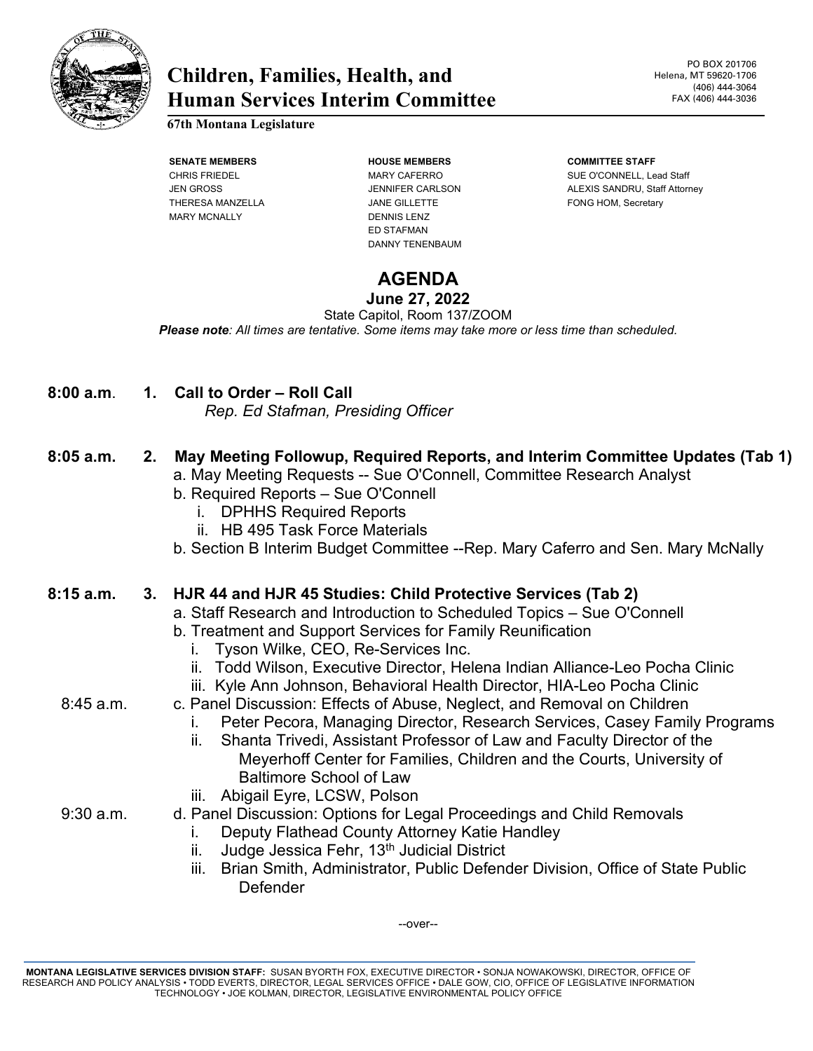# Children, Families, Health, and Human Services Interim Committee

**67th Montana Legislature**

PO BOX 201706
Helena, MT 59620-1706
(406) 444-3064
FAX (406) 444-3036

| SENATE MEMBERS | HOUSE MEMBERS | COMMITTEE STAFF |
|---|---|---|
| CHRIS FRIEDEL | MARY CAFERRO | SUE O'CONNELL, Lead Staff |
| JEN GROSS | JENNIFER CARLSON | ALEXIS SANDRU, Staff Attorney |
| THERESA MANZELLA | JANE GILLETTE | FONG HOM, Secretary |
| MARY MCNALLY | DENNIS LENZ | |
| | ED STAFMAN | |
| | DANNY TENENBAUM | |

## AGENDA

**June 27, 2022**

State Capitol, Room 137/ZOOM

***Please note**: All times are tentative. Some items may take more or less time than scheduled.*

**8:00 a.m.** **1. Call to Order – Roll Call**
*Rep. Ed Stafman, Presiding Officer*

**8:05 a.m.** **2. May Meeting Followup, Required Reports, and Interim Committee Updates (Tab 1)**

a. May Meeting Requests -- Sue O'Connell, Committee Research Analyst
b. Required Reports – Sue O'Connell
  i. DPHHS Required Reports
  ii. HB 495 Task Force Materials
b. Section B Interim Budget Committee --Rep. Mary Caferro and Sen. Mary McNally

**8:15 a.m.** **3. HJR 44 and HJR 45 Studies: Child Protective Services (Tab 2)**

a. Staff Research and Introduction to Scheduled Topics – Sue O'Connell
b. Treatment and Support Services for Family Reunification
  i. Tyson Wilke, CEO, Re-Services Inc.
  ii. Todd Wilson, Executive Director, Helena Indian Alliance-Leo Pocha Clinic
  iii. Kyle Ann Johnson, Behavioral Health Director, HIA-Leo Pocha Clinic

8:45 a.m. c. Panel Discussion: Effects of Abuse, Neglect, and Removal on Children
  i. Peter Pecora, Managing Director, Research Services, Casey Family Programs
  ii. Shanta Trivedi, Assistant Professor of Law and Faculty Director of the Meyerhoff Center for Families, Children and the Courts, University of Baltimore School of Law
  iii. Abigail Eyre, LCSW, Polson

9:30 a.m. d. Panel Discussion: Options for Legal Proceedings and Child Removals
  i. Deputy Flathead County Attorney Katie Handley
  ii. Judge Jessica Fehr, 13th Judicial District
  iii. Brian Smith, Administrator, Public Defender Division, Office of State Public Defender

--over--

**MONTANA LEGISLATIVE SERVICES DIVISION STAFF:** SUSAN BYORTH FOX, EXECUTIVE DIRECTOR • SONJA NOWAKOWSKI, DIRECTOR, OFFICE OF RESEARCH AND POLICY ANALYSIS • TODD EVERTS, DIRECTOR, LEGAL SERVICES OFFICE • DALE GOW, CIO, OFFICE OF LEGISLATIVE INFORMATION TECHNOLOGY • JOE KOLMAN, DIRECTOR, LEGISLATIVE ENVIRONMENTAL POLICY OFFICE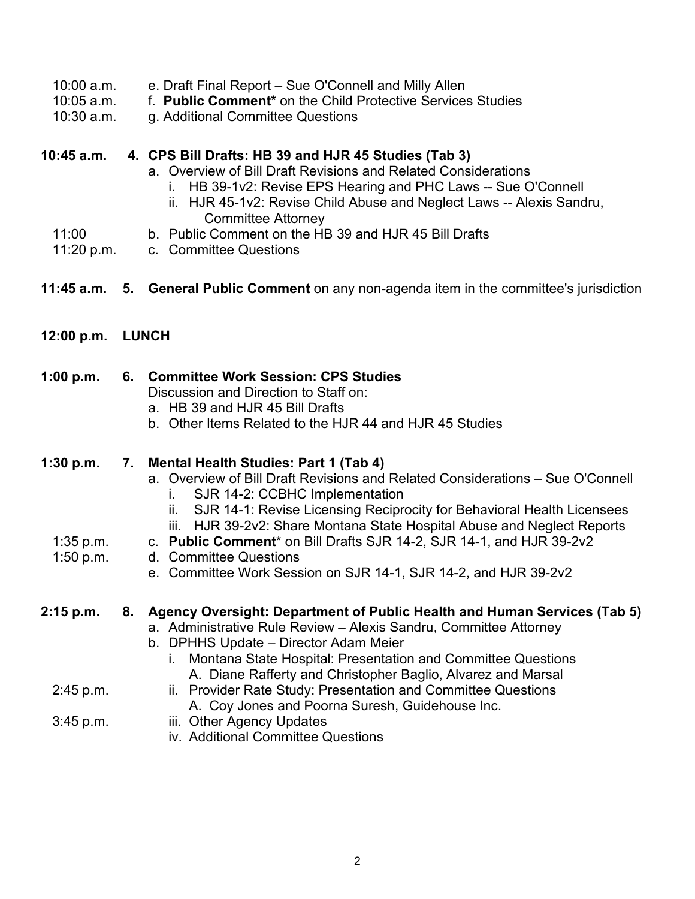10:00 a.m. e. Draft Final Report – Sue O'Connell and Milly Allen
10:05 a.m. f. **Public Comment*** on the Child Protective Services Studies
10:30 a.m. g. Additional Committee Questions

**10:45 a.m. 4. CPS Bill Drafts: HB 39 and HJR 45 Studies (Tab 3)**

- a. Overview of Bill Draft Revisions and Related Considerations
  - i. HB 39-1v2: Revise EPS Hearing and PHC Laws -- Sue O'Connell
  - ii. HJR 45-1v2: Revise Child Abuse and Neglect Laws -- Alexis Sandru, Committee Attorney

11:00 b. Public Comment on the HB 39 and HJR 45 Bill Drafts
11:20 p.m. c. Committee Questions

**11:45 a.m. 5. General Public Comment** on any non-agenda item in the committee's jurisdiction

**12:00 p.m. LUNCH**

**1:00 p.m. 6. Committee Work Session: CPS Studies**

Discussion and Direction to Staff on:

- a. HB 39 and HJR 45 Bill Drafts
- b. Other Items Related to the HJR 44 and HJR 45 Studies

**1:30 p.m. 7. Mental Health Studies: Part 1 (Tab 4)**

- a. Overview of Bill Draft Revisions and Related Considerations – Sue O'Connell
  - i. SJR 14-2: CCBHC Implementation
  - ii. SJR 14-1: Revise Licensing Reciprocity for Behavioral Health Licensees
  - iii. HJR 39-2v2: Share Montana State Hospital Abuse and Neglect Reports

1:35 p.m. c. **Public Comment*** on Bill Drafts SJR 14-2, SJR 14-1, and HJR 39-2v2
1:50 p.m. d. Committee Questions
e. Committee Work Session on SJR 14-1, SJR 14-2, and HJR 39-2v2

**2:15 p.m. 8. Agency Oversight: Department of Public Health and Human Services (Tab 5)**

- a. Administrative Rule Review – Alexis Sandru, Committee Attorney
- b. DPHHS Update – Director Adam Meier
  - i. Montana State Hospital: Presentation and Committee Questions
    - A. Diane Rafferty and Christopher Baglio, Alvarez and Marsal

2:45 p.m. ii. Provider Rate Study: Presentation and Committee Questions
A. Coy Jones and Poorna Suresh, Guidehouse Inc.
3:45 p.m. iii. Other Agency Updates
iv. Additional Committee Questions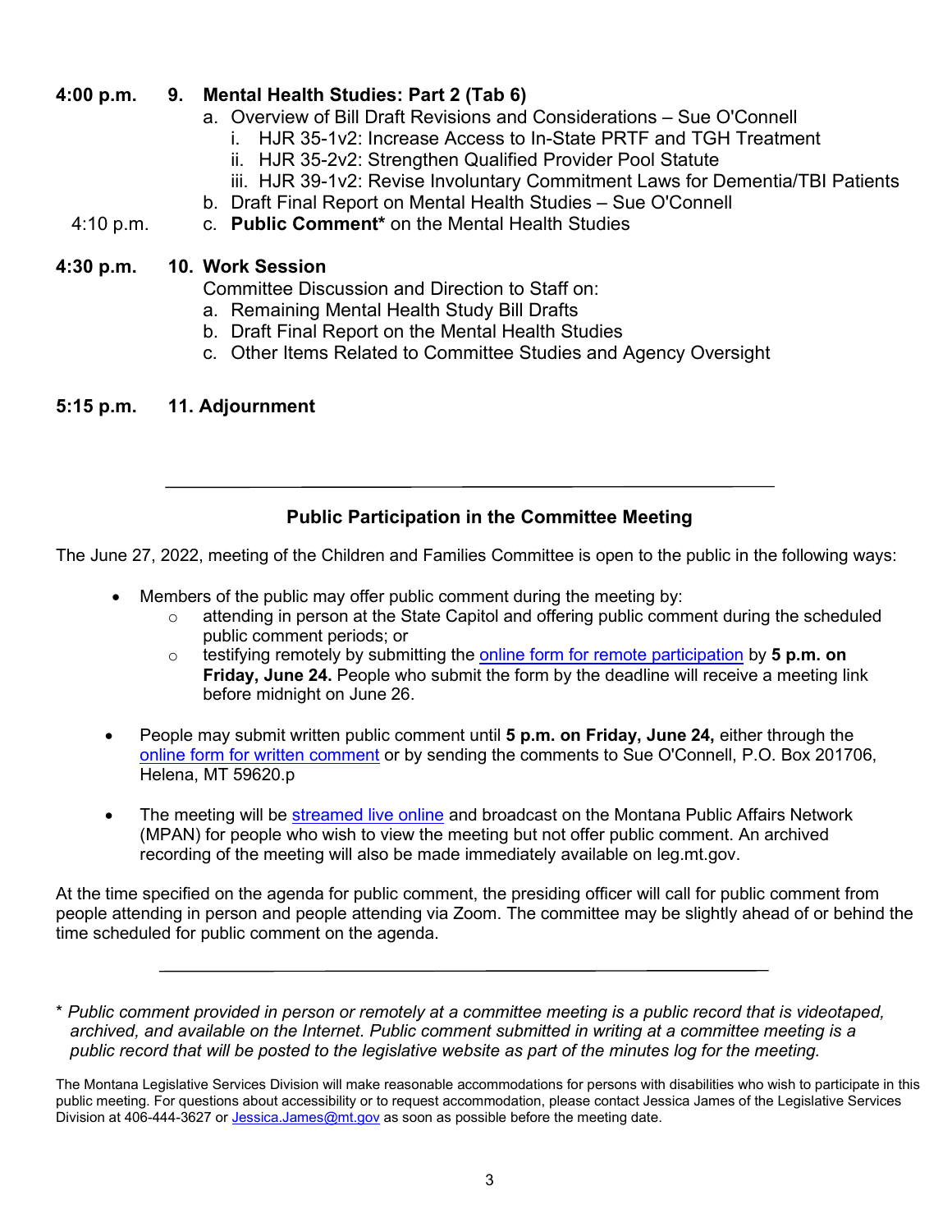**4:00 p.m.** **9. Mental Health Studies: Part 2 (Tab 6)**

a. Overview of Bill Draft Revisions and Considerations – Sue O'Connell
   i. HJR 35-1v2: Increase Access to In-State PRTF and TGH Treatment
   ii. HJR 35-2v2: Strengthen Qualified Provider Pool Statute
   iii. HJR 39-1v2: Revise Involuntary Commitment Laws for Dementia/TBI Patients

b. Draft Final Report on Mental Health Studies – Sue O'Connell

4:10 p.m. c. **Public Comment*** on the Mental Health Studies

**4:30 p.m.** **10. Work Session**

Committee Discussion and Direction to Staff on:

a. Remaining Mental Health Study Bill Drafts
b. Draft Final Report on the Mental Health Studies
c. Other Items Related to Committee Studies and Agency Oversight

**5:15 p.m.** **11. Adjournment**

---

### Public Participation in the Committee Meeting

The June 27, 2022, meeting of the Children and Families Committee is open to the public in the following ways:

- Members of the public may offer public comment during the meeting by:
  - attending in person at the State Capitol and offering public comment during the scheduled public comment periods; or
  - testifying remotely by submitting the online form for remote participation by **5 p.m. on Friday, June 24.** People who submit the form by the deadline will receive a meeting link before midnight on June 26.

- People may submit written public comment until **5 p.m. on Friday, June 24,** either through the online form for written comment or by sending the comments to Sue O'Connell, P.O. Box 201706, Helena, MT 59620.p

- The meeting will be streamed live online and broadcast on the Montana Public Affairs Network (MPAN) for people who wish to view the meeting but not offer public comment. An archived recording of the meeting will also be made immediately available on leg.mt.gov.

At the time specified on the agenda for public comment, the presiding officer will call for public comment from people attending in person and people attending via Zoom. The committee may be slightly ahead of or behind the time scheduled for public comment on the agenda.

---

\* *Public comment provided in person or remotely at a committee meeting is a public record that is videotaped, archived, and available on the Internet. Public comment submitted in writing at a committee meeting is a public record that will be posted to the legislative website as part of the minutes log for the meeting.*

The Montana Legislative Services Division will make reasonable accommodations for persons with disabilities who wish to participate in this public meeting. For questions about accessibility or to request accommodation, please contact Jessica James of the Legislative Services Division at 406-444-3627 or Jessica.James@mt.gov as soon as possible before the meeting date.